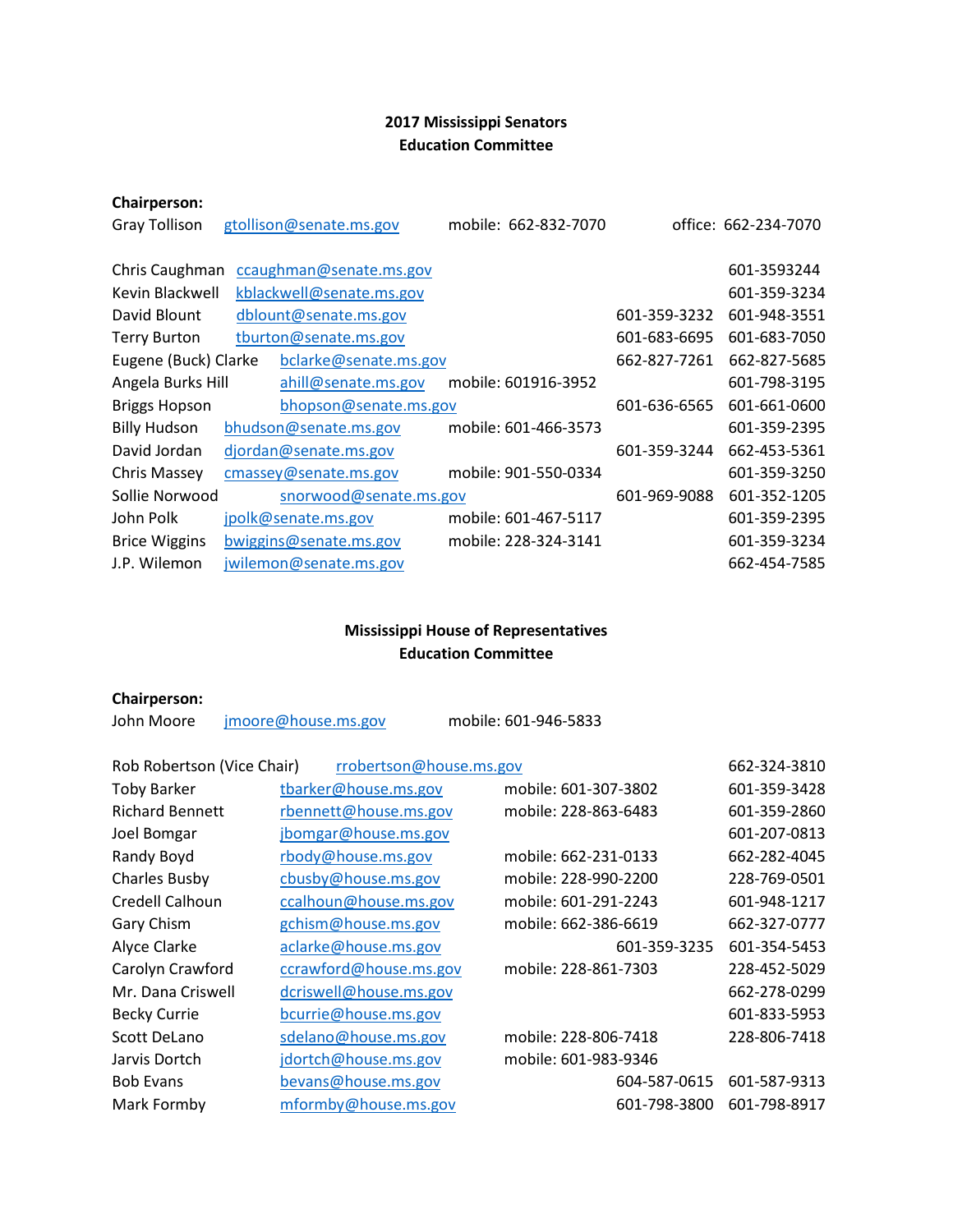**2017 Mississippi Senators**
**Education Committee**

**Chairperson:**

| | | | | |
|---|---|---|---|---|
| Gray Tollison | gtollison@senate.ms.gov | mobile: 662-832-7070 | | office: 662-234-7070 |
| | | | | |
| Chris Caughman | ccaughman@senate.ms.gov | | | 601-3593244 |
| Kevin Blackwell | kblackwell@senate.ms.gov | | | 601-359-3234 |
| David Blount | dblount@senate.ms.gov | | 601-359-3232 | 601-948-3551 |
| Terry Burton | tburton@senate.ms.gov | | 601-683-6695 | 601-683-7050 |
| Eugene (Buck) Clarke | bclarke@senate.ms.gov | | 662-827-7261 | 662-827-5685 |
| Angela Burks Hill | ahill@senate.ms.gov | mobile: 601916-3952 | | 601-798-3195 |
| Briggs Hopson | bhopson@senate.ms.gov | | 601-636-6565 | 601-661-0600 |
| Billy Hudson | bhudson@senate.ms.gov | mobile: 601-466-3573 | | 601-359-2395 |
| David Jordan | djordan@senate.ms.gov | | 601-359-3244 | 662-453-5361 |
| Chris Massey | cmassey@senate.ms.gov | mobile: 901-550-0334 | | 601-359-3250 |
| Sollie Norwood | snorwood@senate.ms.gov | | 601-969-9088 | 601-352-1205 |
| John Polk | jpolk@senate.ms.gov | mobile: 601-467-5117 | | 601-359-2395 |
| Brice Wiggins | bwiggins@senate.ms.gov | mobile: 228-324-3141 | | 601-359-3234 |
| J.P. Wilemon | jwilemon@senate.ms.gov | | | 662-454-7585 |

**Mississippi House of Representatives**
**Education Committee**

**Chairperson:**

| | | | | |
|---|---|---|---|---|
| John Moore | jmoore@house.ms.gov | mobile: 601-946-5833 | | |
| | | | | |
| Rob Robertson (Vice Chair) | rrobertson@house.ms.gov | | | 662-324-3810 |
| Toby Barker | tbarker@house.ms.gov | mobile: 601-307-3802 | | 601-359-3428 |
| Richard Bennett | rbennett@house.ms.gov | mobile: 228-863-6483 | | 601-359-2860 |
| Joel Bomgar | jbomgar@house.ms.gov | | | 601-207-0813 |
| Randy Boyd | rbody@house.ms.gov | mobile: 662-231-0133 | | 662-282-4045 |
| Charles Busby | cbusby@house.ms.gov | mobile: 228-990-2200 | | 228-769-0501 |
| Credell Calhoun | ccalhoun@house.ms.gov | mobile: 601-291-2243 | | 601-948-1217 |
| Gary Chism | gchism@house.ms.gov | mobile: 662-386-6619 | | 662-327-0777 |
| Alyce Clarke | aclarke@house.ms.gov | | 601-359-3235 | 601-354-5453 |
| Carolyn Crawford | ccrawford@house.ms.gov | mobile: 228-861-7303 | | 228-452-5029 |
| Mr. Dana Criswell | dcriswell@house.ms.gov | | | 662-278-0299 |
| Becky Currie | bcurrie@house.ms.gov | | | 601-833-5953 |
| Scott DeLano | sdelano@house.ms.gov | mobile: 228-806-7418 | | 228-806-7418 |
| Jarvis Dortch | jdortch@house.ms.gov | mobile: 601-983-9346 | | |
| Bob Evans | bevans@house.ms.gov | | 604-587-0615 | 601-587-9313 |
| Mark Formby | mformby@house.ms.gov | | 601-798-3800 | 601-798-8917 |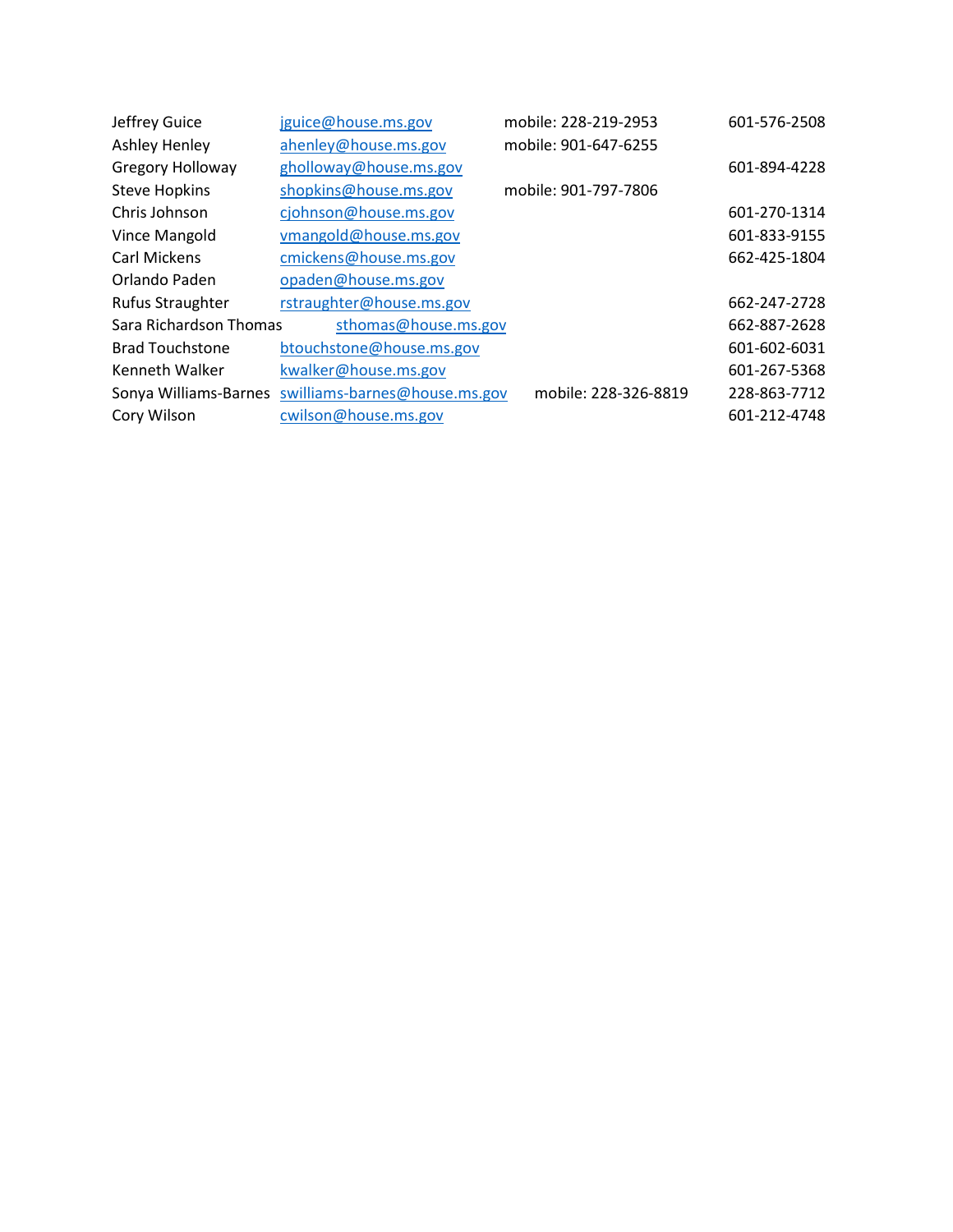| | | | |
|---|---|---|---|
| Jeffrey Guice | jguice@house.ms.gov | mobile: 228-219-2953 | 601-576-2508 |
| Ashley Henley | ahenley@house.ms.gov | mobile: 901-647-6255 | |
| Gregory Holloway | gholloway@house.ms.gov | | 601-894-4228 |
| Steve Hopkins | shopkins@house.ms.gov | mobile: 901-797-7806 | |
| Chris Johnson | cjohnson@house.ms.gov | | 601-270-1314 |
| Vince Mangold | vmangold@house.ms.gov | | 601-833-9155 |
| Carl Mickens | cmickens@house.ms.gov | | 662-425-1804 |
| Orlando Paden | opaden@house.ms.gov | | |
| Rufus Straughter | rstraughter@house.ms.gov | | 662-247-2728 |
| Sara Richardson Thomas | sthomas@house.ms.gov | | 662-887-2628 |
| Brad Touchstone | btouchstone@house.ms.gov | | 601-602-6031 |
| Kenneth Walker | kwalker@house.ms.gov | | 601-267-5368 |
| Sonya Williams-Barnes | swilliams-barnes@house.ms.gov | mobile: 228-326-8819 | 228-863-7712 |
| Cory Wilson | cwilson@house.ms.gov | | 601-212-4748 |